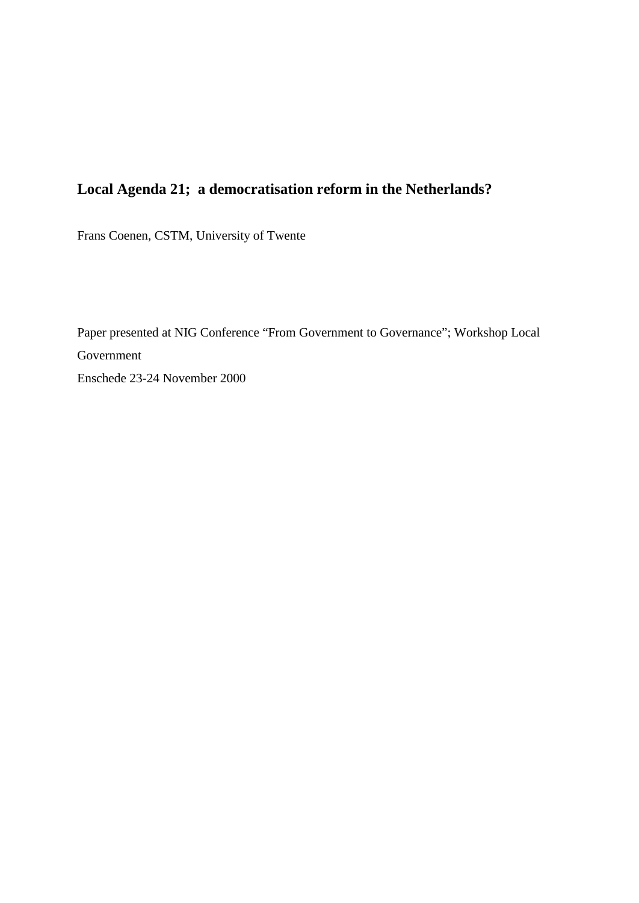# Local Agenda 21; a democratisation reform in the Netherlands?

Frans Coenen, CSTM, University of Twente

Paper presented at NIG Conference "From Government to Governance"; Workshop Local Government

Enschede 23-24 November 2000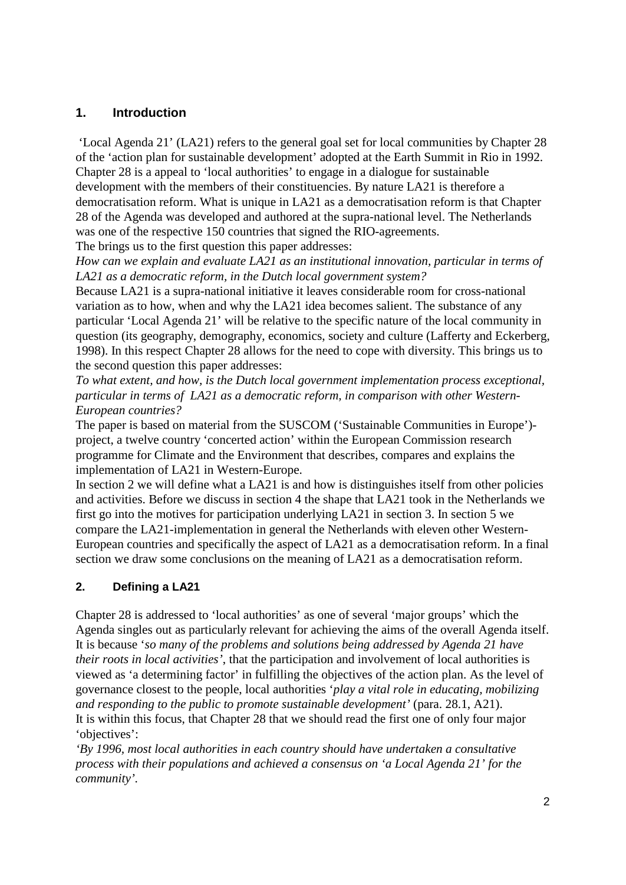## 1. Introduction

'Local Agenda 21' (LA21) refers to the general goal set for local communities by Chapter 28 of the 'action plan for sustainable development' adopted at the Earth Summit in Rio in 1992. Chapter 28 is a appeal to 'local authorities' to engage in a dialogue for sustainable development with the members of their constituencies. By nature LA21 is therefore a democratisation reform. What is unique in LA21 as a democratisation reform is that Chapter 28 of the Agenda was developed and authored at the supra-national level. The Netherlands was one of the respective 150 countries that signed the RIO-agreements.

The brings us to the first question this paper addresses:

*How can we explain and evaluate LA21 as an institutional innovation, particular in terms of LA21 as a democratic reform, in the Dutch local government system?*

Because LA21 is a supra-national initiative it leaves considerable room for cross-national variation as to how, when and why the LA21 idea becomes salient. The substance of any particular 'Local Agenda 21' will be relative to the specific nature of the local community in question (its geography, demography, economics, society and culture (Lafferty and Eckerberg, 1998). In this respect Chapter 28 allows for the need to cope with diversity. This brings us to the second question this paper addresses:

*To what extent, and how, is the Dutch local government implementation process exceptional, particular in terms of LA21 as a democratic reform, in comparison with other Western-European countries?*

The paper is based on material from the SUSCOM ('Sustainable Communities in Europe')-project, a twelve country 'concerted action' within the European Commission research programme for Climate and the Environment that describes, compares and explains the implementation of LA21 in Western-Europe.

In section 2 we will define what a LA21 is and how is distinguishes itself from other policies and activities. Before we discuss in section 4 the shape that LA21 took in the Netherlands we first go into the motives for participation underlying LA21 in section 3. In section 5 we compare the LA21-implementation in general the Netherlands with eleven other Western-European countries and specifically the aspect of LA21 as a democratisation reform. In a final section we draw some conclusions on the meaning of LA21 as a democratisation reform.

## 2. Defining a LA21

Chapter 28 is addressed to 'local authorities' as one of several 'major groups' which the Agenda singles out as particularly relevant for achieving the aims of the overall Agenda itself. It is because '*so many of the problems and solutions being addressed by Agenda 21 have their roots in local activities'*, that the participation and involvement of local authorities is viewed as 'a determining factor' in fulfilling the objectives of the action plan. As the level of governance closest to the people, local authorities '*play a vital role in educating, mobilizing and responding to the public to promote sustainable development'* (para. 28.1, A21).

It is within this focus, that Chapter 28 that we should read the first one of only four major 'objectives':

*'By 1996, most local authorities in each country should have undertaken a consultative process with their populations and achieved a consensus on 'a Local Agenda 21' for the community'.*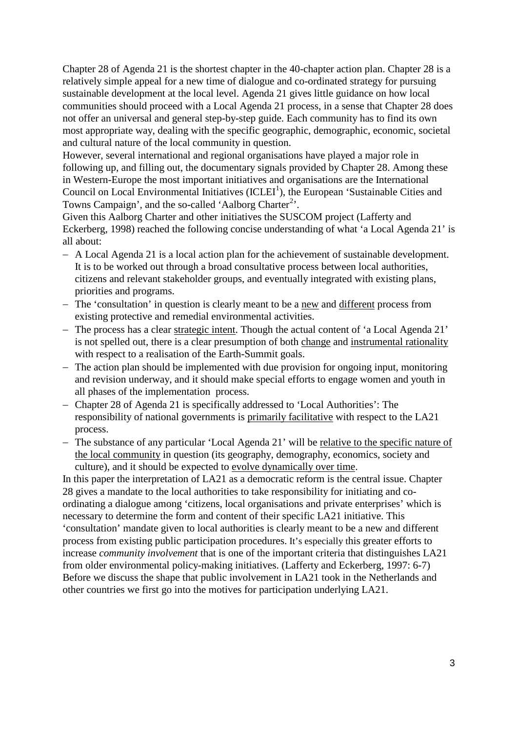Chapter 28 of Agenda 21 is the shortest chapter in the 40-chapter action plan. Chapter 28 is a relatively simple appeal for a new time of dialogue and co-ordinated strategy for pursuing sustainable development at the local level. Agenda 21 gives little guidance on how local communities should proceed with a Local Agenda 21 process, in a sense that Chapter 28 does not offer an universal and general step-by-step guide. Each community has to find its own most appropriate way, dealing with the specific geographic, demographic, economic, societal and cultural nature of the local community in question.

However, several international and regional organisations have played a major role in following up, and filling out, the documentary signals provided by Chapter 28. Among these in Western-Europe the most important initiatives and organisations are the International Council on Local Environmental Initiatives (ICLEI[1]), the European 'Sustainable Cities and Towns Campaign', and the so-called 'Aalborg Charter[2]'.

Given this Aalborg Charter and other initiatives the SUSCOM project (Lafferty and Eckerberg, 1998) reached the following concise understanding of what 'a Local Agenda 21' is all about:

- A Local Agenda 21 is a local action plan for the achievement of sustainable development. It is to be worked out through a broad consultative process between local authorities, citizens and relevant stakeholder groups, and eventually integrated with existing plans, priorities and programs.
- The 'consultation' in question is clearly meant to be a <u>new</u> and <u>different</u> process from existing protective and remedial environmental activities.
- The process has a clear <u>strategic intent</u>. Though the actual content of 'a Local Agenda 21' is not spelled out, there is a clear presumption of both <u>change</u> and <u>instrumental rationality</u> with respect to a realisation of the Earth-Summit goals.
- The action plan should be implemented with due provision for ongoing input, monitoring and revision underway, and it should make special efforts to engage women and youth in all phases of the implementation process.
- Chapter 28 of Agenda 21 is specifically addressed to 'Local Authorities': The responsibility of national governments is <u>primarily facilitative</u> with respect to the LA21 process.
- The substance of any particular 'Local Agenda 21' will be <u>relative to the specific nature of the local community</u> in question (its geography, demography, economics, society and culture), and it should be expected to <u>evolve dynamically over time</u>.

In this paper the interpretation of LA21 as a democratic reform is the central issue. Chapter 28 gives a mandate to the local authorities to take responsibility for initiating and co-ordinating a dialogue among 'citizens, local organisations and private enterprises' which is necessary to determine the form and content of their specific LA21 initiative. This 'consultation' mandate given to local authorities is clearly meant to be a new and different process from existing public participation procedures. It's especially this greater efforts to increase *community involvement* that is one of the important criteria that distinguishes LA21 from older environmental policy-making initiatives. (Lafferty and Eckerberg, 1997: 6-7)

Before we discuss the shape that public involvement in LA21 took in the Netherlands and other countries we first go into the motives for participation underlying LA21.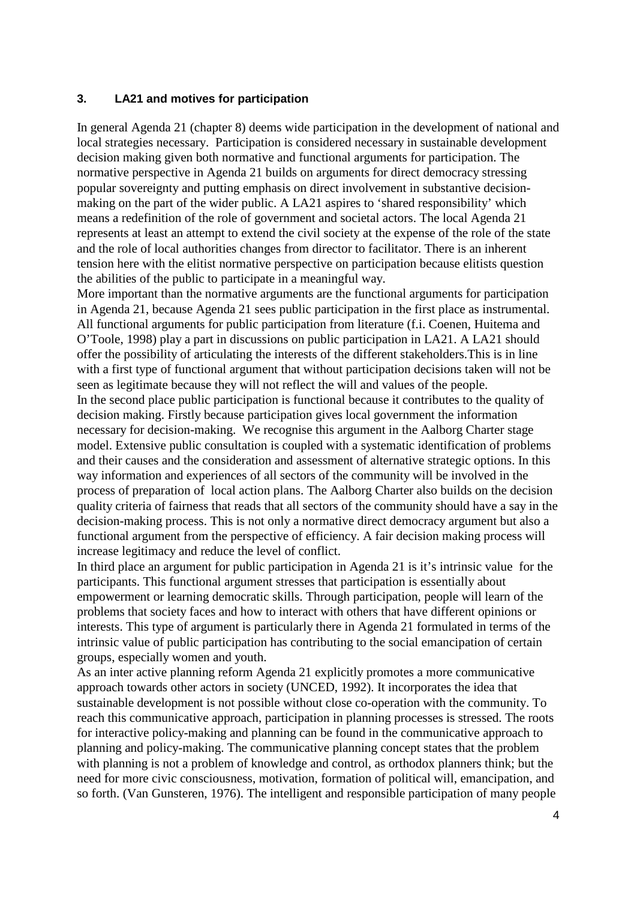### 3. LA21 and motives for participation

In general Agenda 21 (chapter 8) deems wide participation in the development of national and local strategies necessary. Participation is considered necessary in sustainable development decision making given both normative and functional arguments for participation. The normative perspective in Agenda 21 builds on arguments for direct democracy stressing popular sovereignty and putting emphasis on direct involvement in substantive decision-making on the part of the wider public. A LA21 aspires to 'shared responsibility' which means a redefinition of the role of government and societal actors. The local Agenda 21 represents at least an attempt to extend the civil society at the expense of the role of the state and the role of local authorities changes from director to facilitator. There is an inherent tension here with the elitist normative perspective on participation because elitists question the abilities of the public to participate in a meaningful way.

More important than the normative arguments are the functional arguments for participation in Agenda 21, because Agenda 21 sees public participation in the first place as instrumental. All functional arguments for public participation from literature (f.i. Coenen, Huitema and O'Toole, 1998) play a part in discussions on public participation in LA21. A LA21 should offer the possibility of articulating the interests of the different stakeholders.This is in line with a first type of functional argument that without participation decisions taken will not be seen as legitimate because they will not reflect the will and values of the people.

In the second place public participation is functional because it contributes to the quality of decision making. Firstly because participation gives local government the information necessary for decision-making. We recognise this argument in the Aalborg Charter stage model. Extensive public consultation is coupled with a systematic identification of problems and their causes and the consideration and assessment of alternative strategic options. In this way information and experiences of all sectors of the community will be involved in the process of preparation of local action plans. The Aalborg Charter also builds on the decision quality criteria of fairness that reads that all sectors of the community should have a say in the decision-making process. This is not only a normative direct democracy argument but also a functional argument from the perspective of efficiency. A fair decision making process will increase legitimacy and reduce the level of conflict.

In third place an argument for public participation in Agenda 21 is it's intrinsic value for the participants. This functional argument stresses that participation is essentially about empowerment or learning democratic skills. Through participation, people will learn of the problems that society faces and how to interact with others that have different opinions or interests. This type of argument is particularly there in Agenda 21 formulated in terms of the intrinsic value of public participation has contributing to the social emancipation of certain groups, especially women and youth.

As an inter active planning reform Agenda 21 explicitly promotes a more communicative approach towards other actors in society (UNCED, 1992). It incorporates the idea that sustainable development is not possible without close co-operation with the community. To reach this communicative approach, participation in planning processes is stressed. The roots for interactive policy-making and planning can be found in the communicative approach to planning and policy-making. The communicative planning concept states that the problem with planning is not a problem of knowledge and control, as orthodox planners think; but the need for more civic consciousness, motivation, formation of political will, emancipation, and so forth. (Van Gunsteren, 1976). The intelligent and responsible participation of many people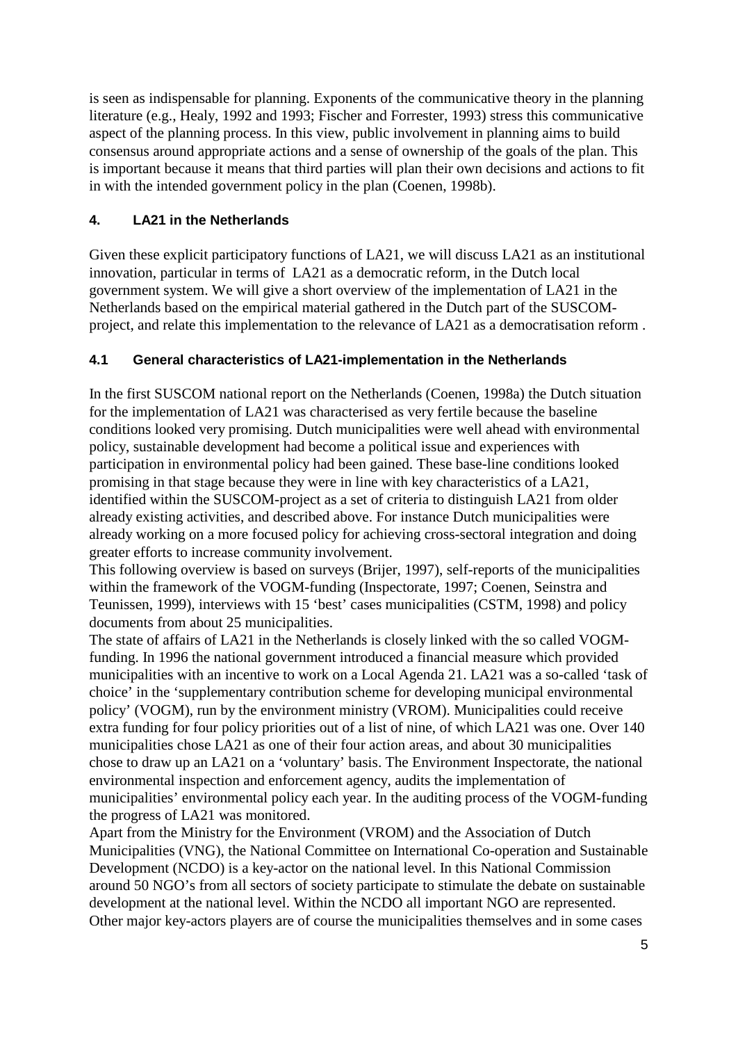is seen as indispensable for planning. Exponents of the communicative theory in the planning literature (e.g., Healy, 1992 and 1993; Fischer and Forrester, 1993) stress this communicative aspect of the planning process. In this view, public involvement in planning aims to build consensus around appropriate actions and a sense of ownership of the goals of the plan. This is important because it means that third parties will plan their own decisions and actions to fit in with the intended government policy in the plan (Coenen, 1998b).

## 4. LA21 in the Netherlands

Given these explicit participatory functions of LA21, we will discuss LA21 as an institutional innovation, particular in terms of LA21 as a democratic reform, in the Dutch local government system. We will give a short overview of the implementation of LA21 in the Netherlands based on the empirical material gathered in the Dutch part of the SUSCOM-project, and relate this implementation to the relevance of LA21 as a democratisation reform .

### 4.1 General characteristics of LA21-implementation in the Netherlands

In the first SUSCOM national report on the Netherlands (Coenen, 1998a) the Dutch situation for the implementation of LA21 was characterised as very fertile because the baseline conditions looked very promising. Dutch municipalities were well ahead with environmental policy, sustainable development had become a political issue and experiences with participation in environmental policy had been gained. These base-line conditions looked promising in that stage because they were in line with key characteristics of a LA21, identified within the SUSCOM-project as a set of criteria to distinguish LA21 from older already existing activities, and described above. For instance Dutch municipalities were already working on a more focused policy for achieving cross-sectoral integration and doing greater efforts to increase community involvement.

This following overview is based on surveys (Brijer, 1997), self-reports of the municipalities within the framework of the VOGM-funding (Inspectorate, 1997; Coenen, Seinstra and Teunissen, 1999), interviews with 15 'best' cases municipalities (CSTM, 1998) and policy documents from about 25 municipalities.

The state of affairs of LA21 in the Netherlands is closely linked with the so called VOGM-funding. In 1996 the national government introduced a financial measure which provided municipalities with an incentive to work on a Local Agenda 21. LA21 was a so-called 'task of choice' in the 'supplementary contribution scheme for developing municipal environmental policy' (VOGM), run by the environment ministry (VROM). Municipalities could receive extra funding for four policy priorities out of a list of nine, of which LA21 was one. Over 140 municipalities chose LA21 as one of their four action areas, and about 30 municipalities chose to draw up an LA21 on a 'voluntary' basis. The Environment Inspectorate, the national environmental inspection and enforcement agency, audits the implementation of municipalities' environmental policy each year. In the auditing process of the VOGM-funding the progress of LA21 was monitored.

Apart from the Ministry for the Environment (VROM) and the Association of Dutch Municipalities (VNG), the National Committee on International Co-operation and Sustainable Development (NCDO) is a key-actor on the national level. In this National Commission around 50 NGO's from all sectors of society participate to stimulate the debate on sustainable development at the national level. Within the NCDO all important NGO are represented. Other major key-actors players are of course the municipalities themselves and in some cases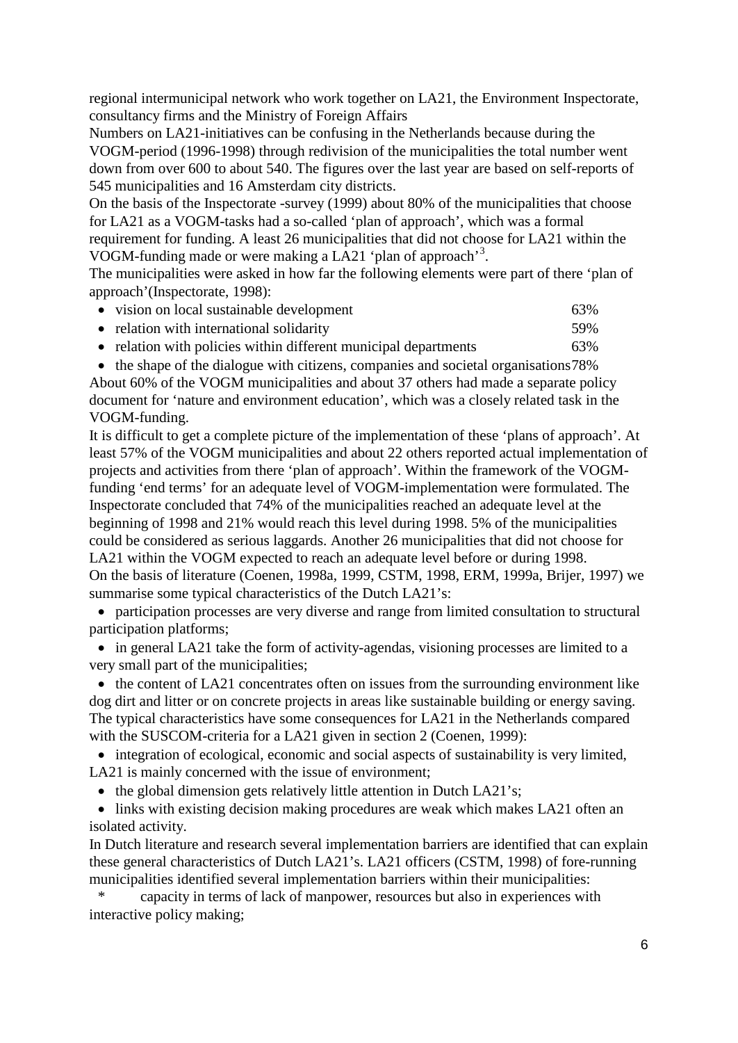regional intermunicipal network who work together on LA21, the Environment Inspectorate, consultancy firms and the Ministry of Foreign Affairs

Numbers on LA21-initiatives can be confusing in the Netherlands because during the VOGM-period (1996-1998) through redivision of the municipalities the total number went down from over 600 to about 540. The figures over the last year are based on self-reports of 545 municipalities and 16 Amsterdam city districts.

On the basis of the Inspectorate -survey (1999) about 80% of the municipalities that choose for LA21 as a VOGM-tasks had a so-called 'plan of approach', which was a formal requirement for funding. A least 26 municipalities that did not choose for LA21 within the VOGM-funding made or were making a LA21 'plan of approach'[3].

The municipalities were asked in how far the following elements were part of there 'plan of approach'(Inspectorate, 1998):

- vision on local sustainable development 63%
- relation with international solidarity 59%
- relation with policies within different municipal departments 63%
- the shape of the dialogue with citizens, companies and societal organisations 78%

About 60% of the VOGM municipalities and about 37 others had made a separate policy document for 'nature and environment education', which was a closely related task in the VOGM-funding.

It is difficult to get a complete picture of the implementation of these 'plans of approach'. At least 57% of the VOGM municipalities and about 22 others reported actual implementation of projects and activities from there 'plan of approach'. Within the framework of the VOGM-funding 'end terms' for an adequate level of VOGM-implementation were formulated. The Inspectorate concluded that 74% of the municipalities reached an adequate level at the beginning of 1998 and 21% would reach this level during 1998. 5% of the municipalities could be considered as serious laggards. Another 26 municipalities that did not choose for LA21 within the VOGM expected to reach an adequate level before or during 1998.

On the basis of literature (Coenen, 1998a, 1999, CSTM, 1998, ERM, 1999a, Brijer, 1997) we summarise some typical characteristics of the Dutch LA21's:

- participation processes are very diverse and range from limited consultation to structural participation platforms;
- in general LA21 take the form of activity-agendas, visioning processes are limited to a very small part of the municipalities;
- the content of LA21 concentrates often on issues from the surrounding environment like dog dirt and litter or on concrete projects in areas like sustainable building or energy saving.

The typical characteristics have some consequences for LA21 in the Netherlands compared with the SUSCOM-criteria for a LA21 given in section 2 (Coenen, 1999):

- integration of ecological, economic and social aspects of sustainability is very limited, LA21 is mainly concerned with the issue of environment;
- the global dimension gets relatively little attention in Dutch LA21's;
- links with existing decision making procedures are weak which makes LA21 often an isolated activity.

In Dutch literature and research several implementation barriers are identified that can explain these general characteristics of Dutch LA21's. LA21 officers (CSTM, 1998) of fore-running municipalities identified several implementation barriers within their municipalities:

* capacity in terms of lack of manpower, resources but also in experiences with interactive policy making;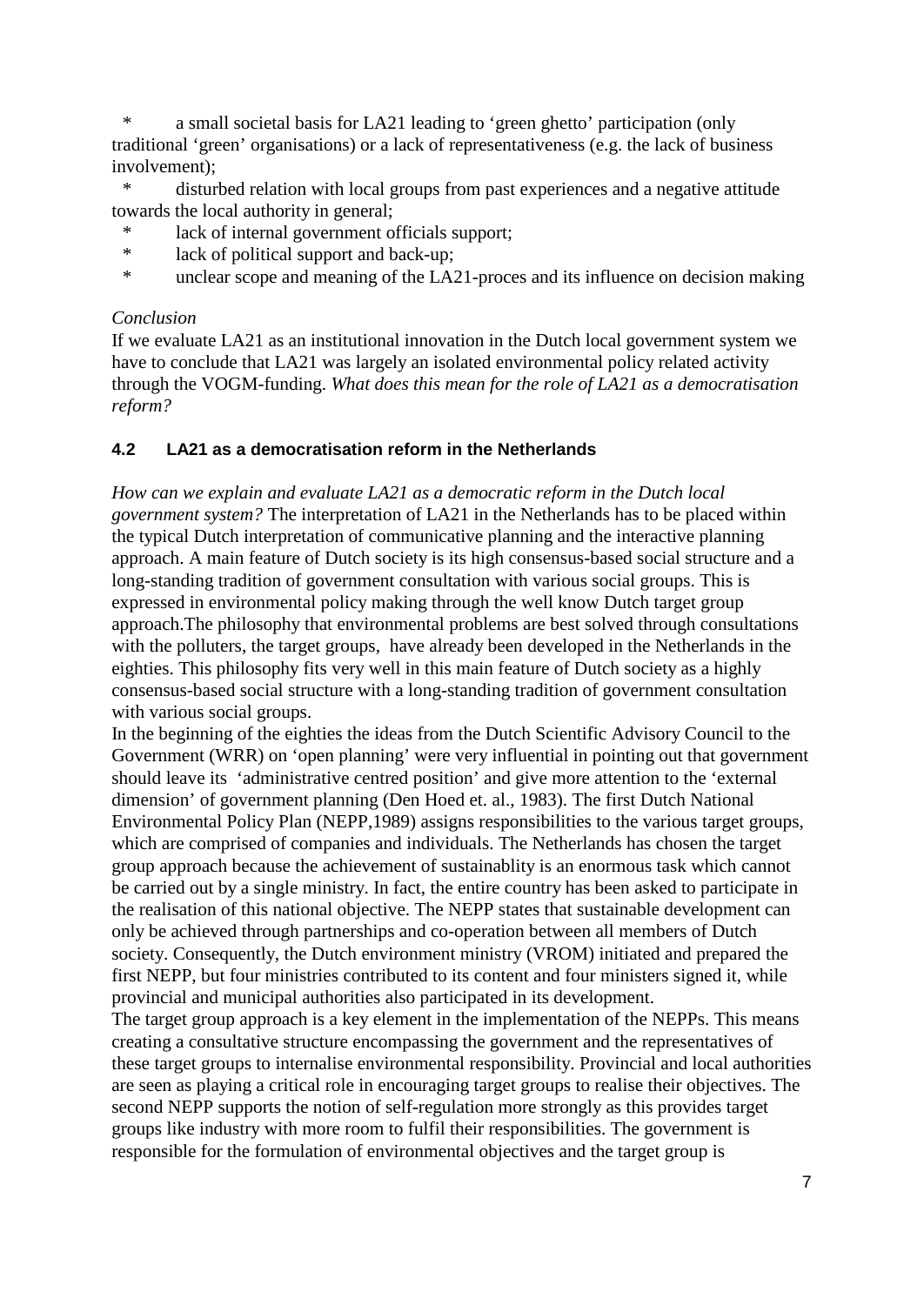* a small societal basis for LA21 leading to ‘green ghetto’ participation (only traditional ‘green’ organisations) or a lack of representativeness (e.g. the lack of business involvement);
* disturbed relation with local groups from past experiences and a negative attitude towards the local authority in general;
* lack of internal government officials support;
* lack of political support and back-up;
* unclear scope and meaning of the LA21-proces and its influence on decision making

*Conclusion*

If we evaluate LA21 as an institutional innovation in the Dutch local government system we have to conclude that LA21 was largely an isolated environmental policy related activity through the VOGM-funding. *What does this mean for the role of LA21 as a democratisation reform?*

### 4.2 LA21 as a democratisation reform in the Netherlands

*How can we explain and evaluate LA21 as a democratic reform in the Dutch local government system?* The interpretation of LA21 in the Netherlands has to be placed within the typical Dutch interpretation of communicative planning and the interactive planning approach. A main feature of Dutch society is its high consensus-based social structure and a long-standing tradition of government consultation with various social groups. This is expressed in environmental policy making through the well know Dutch target group approach.The philosophy that environmental problems are best solved through consultations with the polluters, the target groups, have already been developed in the Netherlands in the eighties. This philosophy fits very well in this main feature of Dutch society as a highly consensus-based social structure with a long-standing tradition of government consultation with various social groups.

In the beginning of the eighties the ideas from the Dutch Scientific Advisory Council to the Government (WRR) on ‘open planning’ were very influential in pointing out that government should leave its ‘administrative centred position’ and give more attention to the ‘external dimension’ of government planning (Den Hoed et. al., 1983). The first Dutch National Environmental Policy Plan (NEPP,1989) assigns responsibilities to the various target groups, which are comprised of companies and individuals. The Netherlands has chosen the target group approach because the achievement of sustainablity is an enormous task which cannot be carried out by a single ministry. In fact, the entire country has been asked to participate in the realisation of this national objective. The NEPP states that sustainable development can only be achieved through partnerships and co-operation between all members of Dutch society. Consequently, the Dutch environment ministry (VROM) initiated and prepared the first NEPP, but four ministries contributed to its content and four ministers signed it, while provincial and municipal authorities also participated in its development.

The target group approach is a key element in the implementation of the NEPPs. This means creating a consultative structure encompassing the government and the representatives of these target groups to internalise environmental responsibility. Provincial and local authorities are seen as playing a critical role in encouraging target groups to realise their objectives. The second NEPP supports the notion of self-regulation more strongly as this provides target groups like industry with more room to fulfil their responsibilities. The government is responsible for the formulation of environmental objectives and the target group is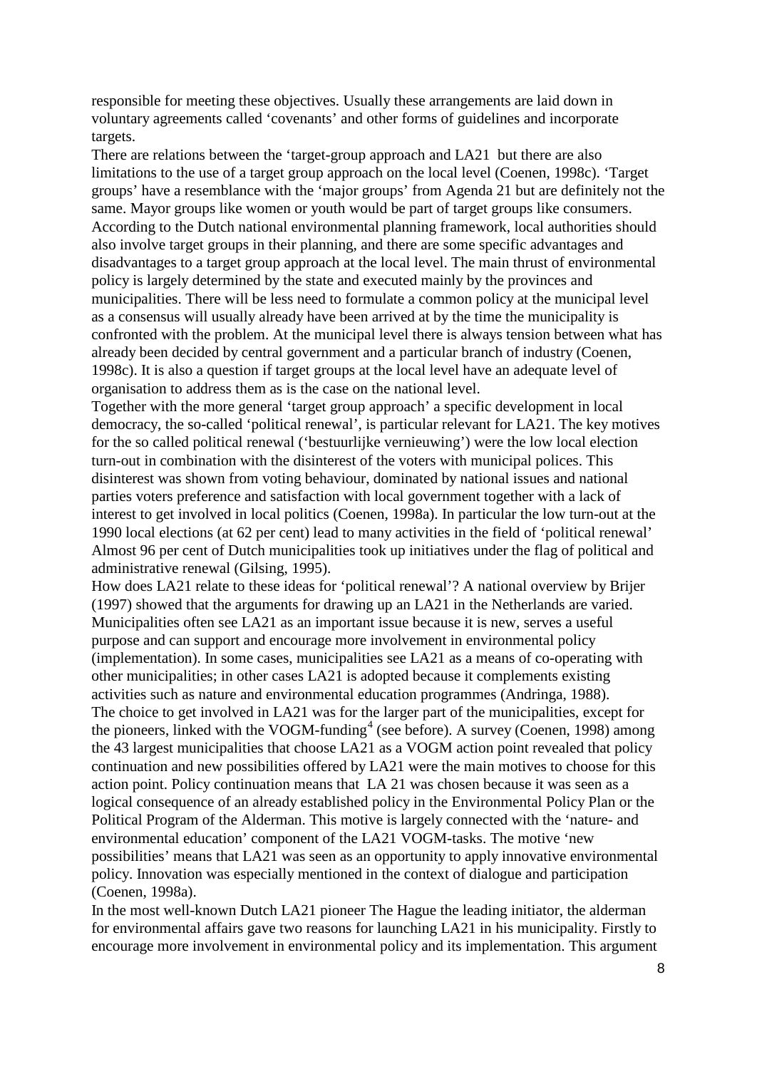responsible for meeting these objectives. Usually these arrangements are laid down in voluntary agreements called 'covenants' and other forms of guidelines and incorporate targets.

There are relations between the 'target-group approach and LA21 but there are also limitations to the use of a target group approach on the local level (Coenen, 1998c). 'Target groups' have a resemblance with the 'major groups' from Agenda 21 but are definitely not the same. Mayor groups like women or youth would be part of target groups like consumers. According to the Dutch national environmental planning framework, local authorities should also involve target groups in their planning, and there are some specific advantages and disadvantages to a target group approach at the local level. The main thrust of environmental policy is largely determined by the state and executed mainly by the provinces and municipalities. There will be less need to formulate a common policy at the municipal level as a consensus will usually already have been arrived at by the time the municipality is confronted with the problem. At the municipal level there is always tension between what has already been decided by central government and a particular branch of industry (Coenen, 1998c). It is also a question if target groups at the local level have an adequate level of organisation to address them as is the case on the national level.

Together with the more general 'target group approach' a specific development in local democracy, the so-called 'political renewal', is particular relevant for LA21. The key motives for the so called political renewal ('bestuurlijke vernieuwing') were the low local election turn-out in combination with the disinterest of the voters with municipal polices. This disinterest was shown from voting behaviour, dominated by national issues and national parties voters preference and satisfaction with local government together with a lack of interest to get involved in local politics (Coenen, 1998a). In particular the low turn-out at the 1990 local elections (at 62 per cent) lead to many activities in the field of 'political renewal' Almost 96 per cent of Dutch municipalities took up initiatives under the flag of political and administrative renewal (Gilsing, 1995).

How does LA21 relate to these ideas for 'political renewal'? A national overview by Brijer (1997) showed that the arguments for drawing up an LA21 in the Netherlands are varied. Municipalities often see LA21 as an important issue because it is new, serves a useful purpose and can support and encourage more involvement in environmental policy (implementation). In some cases, municipalities see LA21 as a means of co-operating with other municipalities; in other cases LA21 is adopted because it complements existing activities such as nature and environmental education programmes (Andringa, 1988).

The choice to get involved in LA21 was for the larger part of the municipalities, except for the pioneers, linked with the VOGM-funding[4] (see before). A survey (Coenen, 1998) among the 43 largest municipalities that choose LA21 as a VOGM action point revealed that policy continuation and new possibilities offered by LA21 were the main motives to choose for this action point. Policy continuation means that LA 21 was chosen because it was seen as a logical consequence of an already established policy in the Environmental Policy Plan or the Political Program of the Alderman. This motive is largely connected with the 'nature- and environmental education' component of the LA21 VOGM-tasks. The motive 'new possibilities' means that LA21 was seen as an opportunity to apply innovative environmental policy. Innovation was especially mentioned in the context of dialogue and participation (Coenen, 1998a).

In the most well-known Dutch LA21 pioneer The Hague the leading initiator, the alderman for environmental affairs gave two reasons for launching LA21 in his municipality. Firstly to encourage more involvement in environmental policy and its implementation. This argument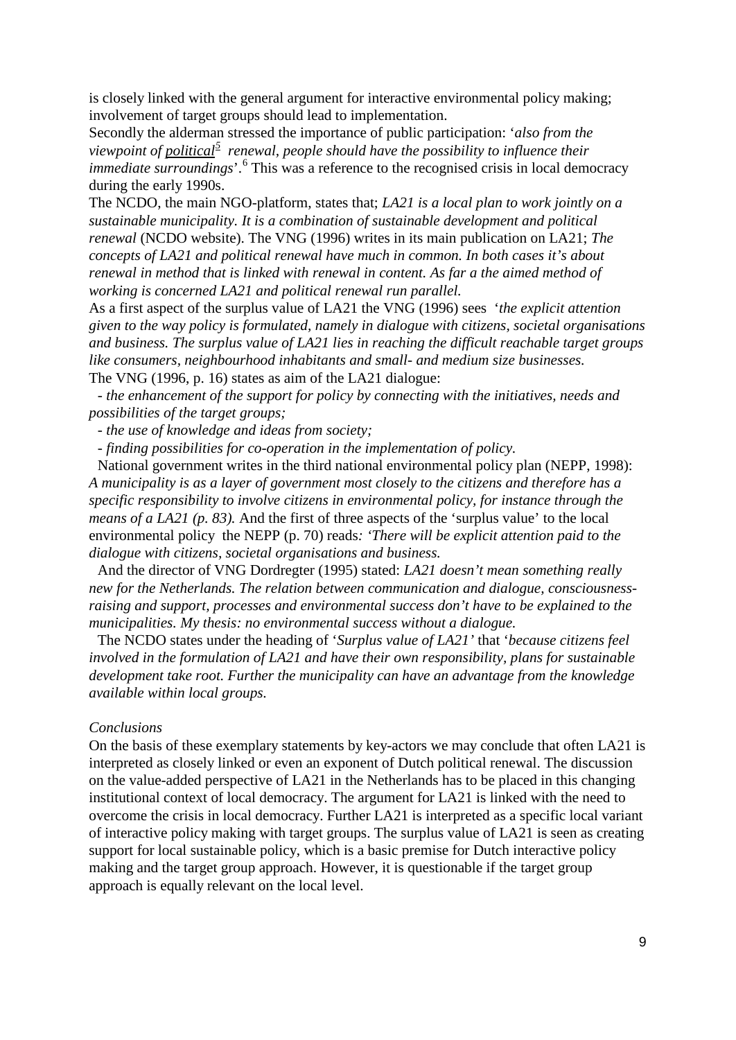is closely linked with the general argument for interactive environmental policy making; involvement of target groups should lead to implementation.

Secondly the alderman stressed the importance of public participation: '*also from the viewpoint of* *__political__*[5] *renewal, people should have the possibility to influence their immediate surroundings*'.[6] This was a reference to the recognised crisis in local democracy during the early 1990s.

The NCDO, the main NGO-platform, states that; *LA21 is a local plan to work jointly on a sustainable municipality. It is a combination of sustainable development and political renewal* (NCDO website). The VNG (1996) writes in its main publication on LA21; *The concepts of LA21 and political renewal have much in common. In both cases it's about renewal in method that is linked with renewal in content. As far a the aimed method of working is concerned LA21 and political renewal run parallel.*

As a first aspect of the surplus value of LA21 the VNG (1996) sees '*the explicit attention given to the way policy is formulated, namely in dialogue with citizens, societal organisations and business. The surplus value of LA21 lies in reaching the difficult reachable target groups like consumers, neighbourhood inhabitants and small- and medium size businesses.*

The VNG (1996, p. 16) states as aim of the LA21 dialogue:

- *the enhancement of the support for policy by connecting with the initiatives, needs and possibilities of the target groups;*
- *the use of knowledge and ideas from society;*
- *finding possibilities for co-operation in the implementation of policy.*

National government writes in the third national environmental policy plan (NEPP, 1998): *A municipality is as a layer of government most closely to the citizens and therefore has a specific responsibility to involve citizens in environmental policy, for instance through the means of a LA21 (p. 83).* And the first of three aspects of the 'surplus value' to the local environmental policy the NEPP (p. 70) reads*: 'There will be explicit attention paid to the dialogue with citizens, societal organisations and business.*

And the director of VNG Dordregter (1995) stated: *LA21 doesn't mean something really new for the Netherlands. The relation between communication and dialogue, consciousness-raising and support, processes and environmental success don't have to be explained to the municipalities. My thesis: no environmental success without a dialogue.*

The NCDO states under the heading of '*Surplus value of LA21'* that '*because citizens feel involved in the formulation of LA21 and have their own responsibility, plans for sustainable development take root. Further the municipality can have an advantage from the knowledge available within local groups.*

*Conclusions*

On the basis of these exemplary statements by key-actors we may conclude that often LA21 is interpreted as closely linked or even an exponent of Dutch political renewal. The discussion on the value-added perspective of LA21 in the Netherlands has to be placed in this changing institutional context of local democracy. The argument for LA21 is linked with the need to overcome the crisis in local democracy. Further LA21 is interpreted as a specific local variant of interactive policy making with target groups. The surplus value of LA21 is seen as creating support for local sustainable policy, which is a basic premise for Dutch interactive policy making and the target group approach. However, it is questionable if the target group approach is equally relevant on the local level.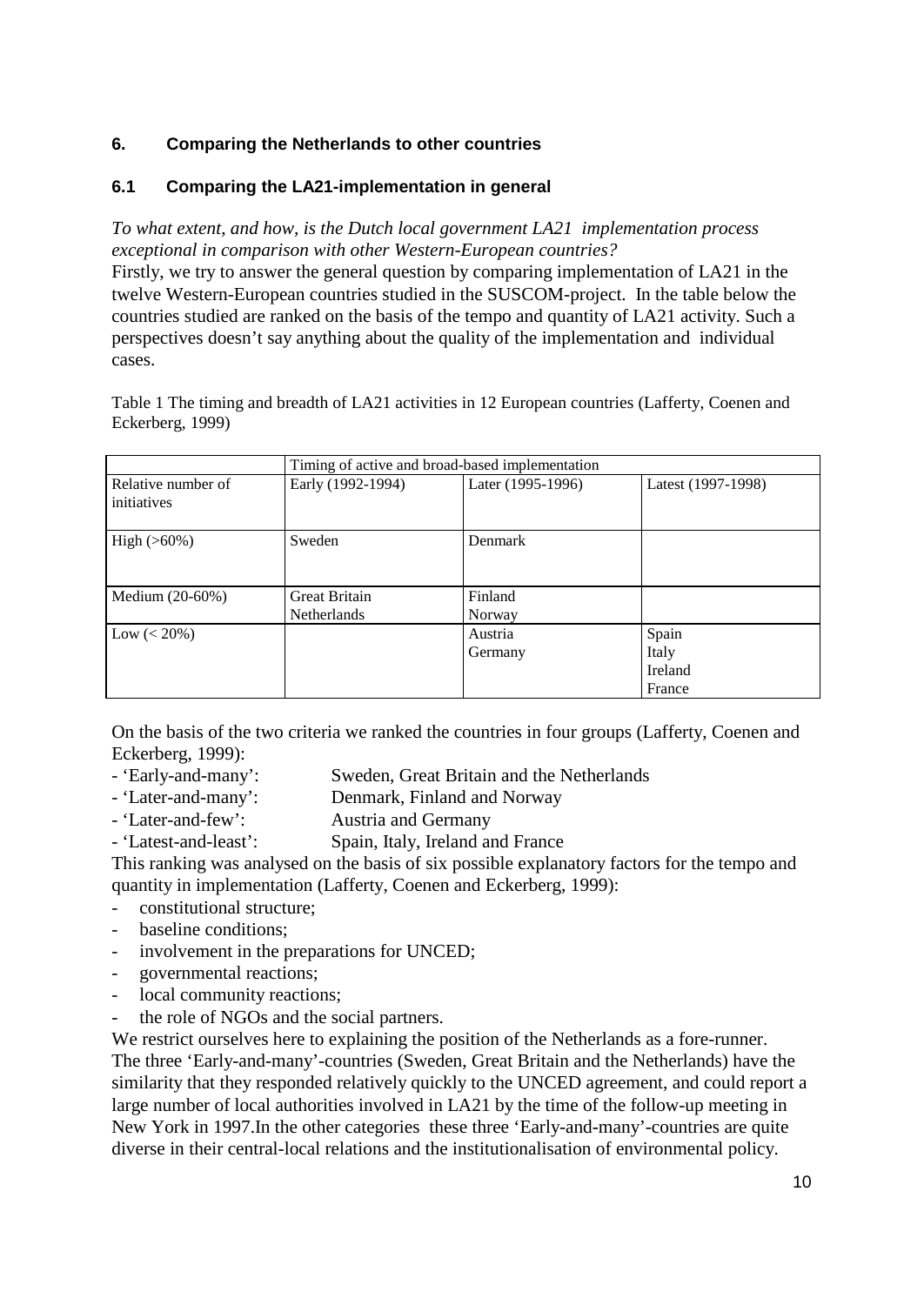## 6. Comparing the Netherlands to other countries

### 6.1 Comparing the LA21-implementation in general

*To what extent, and how, is the Dutch local government LA21 implementation process exceptional in comparison with other Western-European countries?*

Firstly, we try to answer the general question by comparing implementation of LA21 in the twelve Western-European countries studied in the SUSCOM-project. In the table below the countries studied are ranked on the basis of the tempo and quantity of LA21 activity. Such a perspectives doesn't say anything about the quality of the implementation and individual cases.

Table 1 The timing and breadth of LA21 activities in 12 European countries (Lafferty, Coenen and Eckerberg, 1999)

| | Timing of active and broad-based implementation | | |
|---|---|---|---|
| Relative number of initiatives | Early (1992-1994) | Later (1995-1996) | Latest (1997-1998) |
| High (>60%) | Sweden | Denmark | |
| Medium (20-60%) | Great Britain<br>Netherlands | Finland<br>Norway | |
| Low (< 20%) | | Austria<br>Germany | Spain<br>Italy<br>Ireland<br>France |

On the basis of the two criteria we ranked the countries in four groups (Lafferty, Coenen and Eckerberg, 1999):

- 'Early-and-many': Sweden, Great Britain and the Netherlands
- 'Later-and-many': Denmark, Finland and Norway
- 'Later-and-few': Austria and Germany
- 'Latest-and-least': Spain, Italy, Ireland and France

This ranking was analysed on the basis of six possible explanatory factors for the tempo and quantity in implementation (Lafferty, Coenen and Eckerberg, 1999):

- constitutional structure;
- baseline conditions;
- involvement in the preparations for UNCED;
- governmental reactions;
- local community reactions;
- the role of NGOs and the social partners.

We restrict ourselves here to explaining the position of the Netherlands as a fore-runner. The three 'Early-and-many'-countries (Sweden, Great Britain and the Netherlands) have the similarity that they responded relatively quickly to the UNCED agreement, and could report a large number of local authorities involved in LA21 by the time of the follow-up meeting in New York in 1997.In the other categories these three 'Early-and-many'-countries are quite diverse in their central-local relations and the institutionalisation of environmental policy.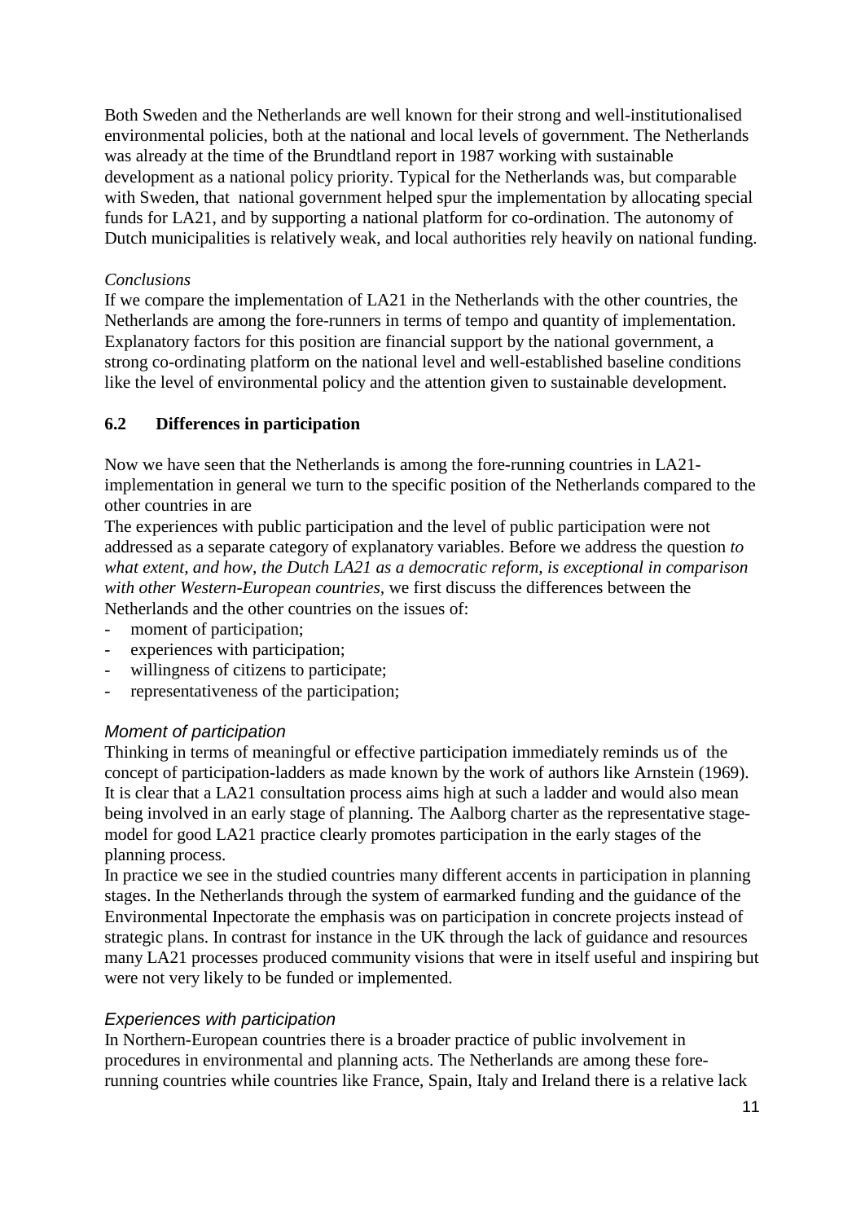Both Sweden and the Netherlands are well known for their strong and well-institutionalised environmental policies, both at the national and local levels of government. The Netherlands was already at the time of the Brundtland report in 1987 working with sustainable development as a national policy priority. Typical for the Netherlands was, but comparable with Sweden, that national government helped spur the implementation by allocating special funds for LA21, and by supporting a national platform for co-ordination. The autonomy of Dutch municipalities is relatively weak, and local authorities rely heavily on national funding.

*Conclusions*

If we compare the implementation of LA21 in the Netherlands with the other countries, the Netherlands are among the fore-runners in terms of tempo and quantity of implementation. Explanatory factors for this position are financial support by the national government, a strong co-ordinating platform on the national level and well-established baseline conditions like the level of environmental policy and the attention given to sustainable development.

### 6.2 Differences in participation

Now we have seen that the Netherlands is among the fore-running countries in LA21-implementation in general we turn to the specific position of the Netherlands compared to the other countries in are

The experiences with public participation and the level of public participation were not addressed as a separate category of explanatory variables. Before we address the question *to what extent, and how, the Dutch LA21 as a democratic reform, is exceptional in comparison with other Western-European countries,* we first discuss the differences between the Netherlands and the other countries on the issues of:

- moment of participation;
- experiences with participation;
- willingness of citizens to participate;
- representativeness of the participation;

*Moment of participation*

Thinking in terms of meaningful or effective participation immediately reminds us of the concept of participation-ladders as made known by the work of authors like Arnstein (1969). It is clear that a LA21 consultation process aims high at such a ladder and would also mean being involved in an early stage of planning. The Aalborg charter as the representative stage-model for good LA21 practice clearly promotes participation in the early stages of the planning process.

In practice we see in the studied countries many different accents in participation in planning stages. In the Netherlands through the system of earmarked funding and the guidance of the Environmental Inpectorate the emphasis was on participation in concrete projects instead of strategic plans. In contrast for instance in the UK through the lack of guidance and resources many LA21 processes produced community visions that were in itself useful and inspiring but were not very likely to be funded or implemented.

*Experiences with participation*

In Northern-European countries there is a broader practice of public involvement in procedures in environmental and planning acts. The Netherlands are among these fore-running countries while countries like France, Spain, Italy and Ireland there is a relative lack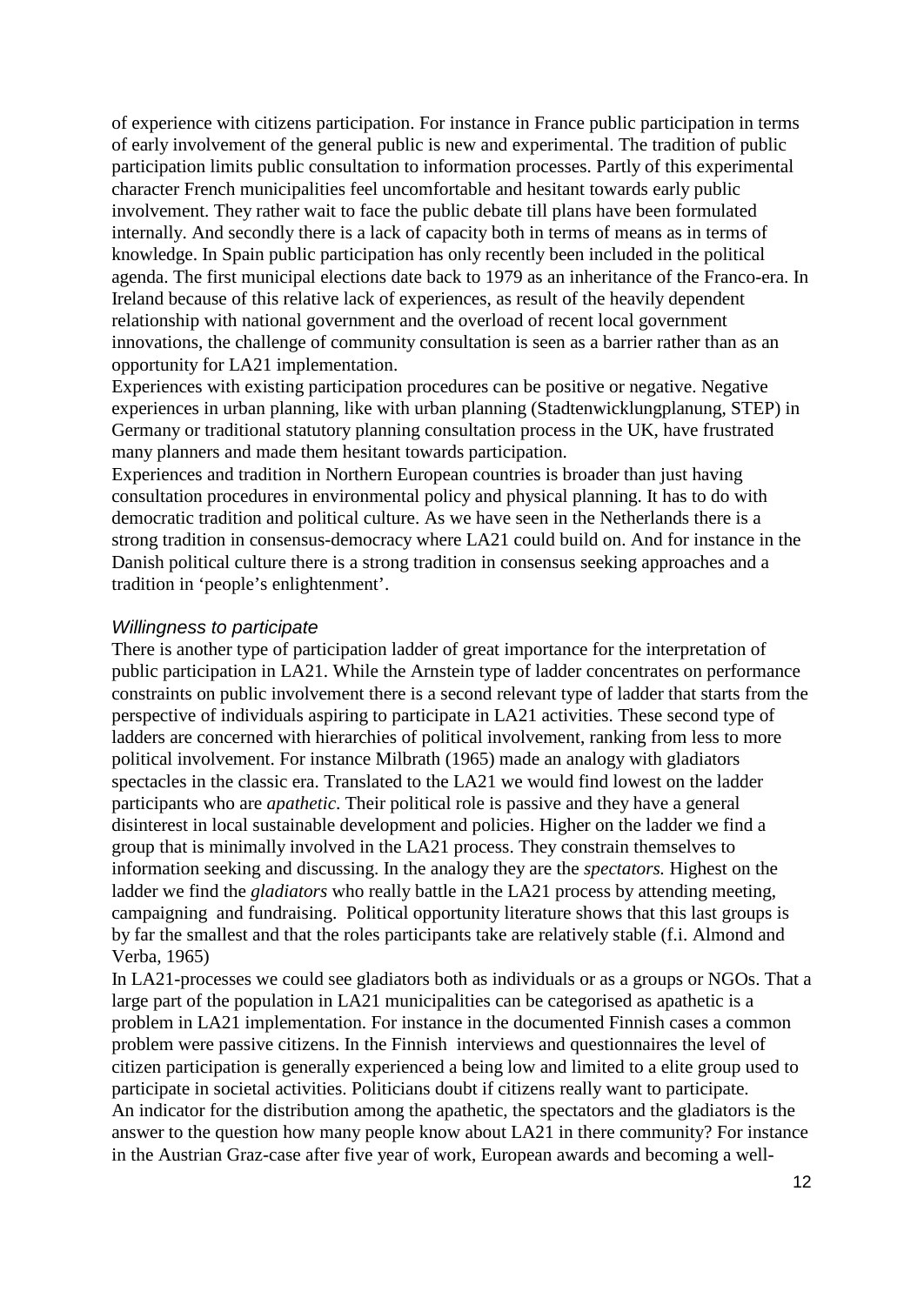of experience with citizens participation. For instance in France public participation in terms of early involvement of the general public is new and experimental. The tradition of public participation limits public consultation to information processes. Partly of this experimental character French municipalities feel uncomfortable and hesitant towards early public involvement. They rather wait to face the public debate till plans have been formulated internally. And secondly there is a lack of capacity both in terms of means as in terms of knowledge. In Spain public participation has only recently been included in the political agenda. The first municipal elections date back to 1979 as an inheritance of the Franco-era. In Ireland because of this relative lack of experiences, as result of the heavily dependent relationship with national government and the overload of recent local government innovations, the challenge of community consultation is seen as a barrier rather than as an opportunity for LA21 implementation.

Experiences with existing participation procedures can be positive or negative. Negative experiences in urban planning, like with urban planning (Stadtenwicklungplanung, STEP) in Germany or traditional statutory planning consultation process in the UK, have frustrated many planners and made them hesitant towards participation.

Experiences and tradition in Northern European countries is broader than just having consultation procedures in environmental policy and physical planning. It has to do with democratic tradition and political culture. As we have seen in the Netherlands there is a strong tradition in consensus-democracy where LA21 could build on. And for instance in the Danish political culture there is a strong tradition in consensus seeking approaches and a tradition in 'people's enlightenment'.

### *Willingness to participate*

There is another type of participation ladder of great importance for the interpretation of public participation in LA21. While the Arnstein type of ladder concentrates on performance constraints on public involvement there is a second relevant type of ladder that starts from the perspective of individuals aspiring to participate in LA21 activities. These second type of ladders are concerned with hierarchies of political involvement, ranking from less to more political involvement. For instance Milbrath (1965) made an analogy with gladiators spectacles in the classic era. Translated to the LA21 we would find lowest on the ladder participants who are *apathetic*. Their political role is passive and they have a general disinterest in local sustainable development and policies. Higher on the ladder we find a group that is minimally involved in the LA21 process. They constrain themselves to information seeking and discussing. In the analogy they are the *spectators.* Highest on the ladder we find the *gladiators* who really battle in the LA21 process by attending meeting, campaigning and fundraising. Political opportunity literature shows that this last groups is by far the smallest and that the roles participants take are relatively stable (f.i. Almond and Verba, 1965)

In LA21-processes we could see gladiators both as individuals or as a groups or NGOs. That a large part of the population in LA21 municipalities can be categorised as apathetic is a problem in LA21 implementation. For instance in the documented Finnish cases a common problem were passive citizens. In the Finnish interviews and questionnaires the level of citizen participation is generally experienced a being low and limited to a elite group used to participate in societal activities. Politicians doubt if citizens really want to participate.

An indicator for the distribution among the apathetic, the spectators and the gladiators is the answer to the question how many people know about LA21 in there community? For instance in the Austrian Graz-case after five year of work, European awards and becoming a well-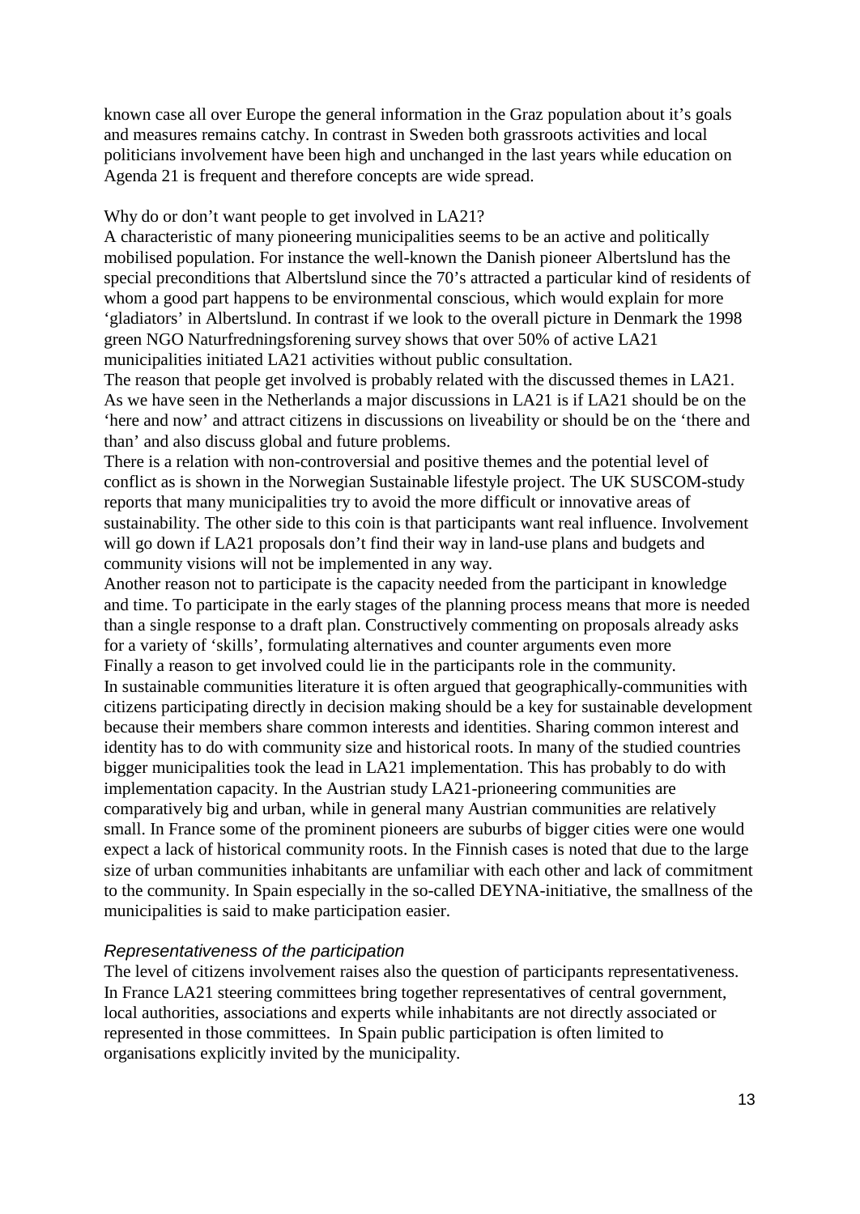known case all over Europe the general information in the Graz population about it's goals and measures remains catchy. In contrast in Sweden both grassroots activities and local politicians involvement have been high and unchanged in the last years while education on Agenda 21 is frequent and therefore concepts are wide spread.

Why do or don't want people to get involved in LA21?

A characteristic of many pioneering municipalities seems to be an active and politically mobilised population. For instance the well-known the Danish pioneer Albertslund has the special preconditions that Albertslund since the 70's attracted a particular kind of residents of whom a good part happens to be environmental conscious, which would explain for more 'gladiators' in Albertslund. In contrast if we look to the overall picture in Denmark the 1998 green NGO Naturfredningsforening survey shows that over 50% of active LA21 municipalities initiated LA21 activities without public consultation.

The reason that people get involved is probably related with the discussed themes in LA21. As we have seen in the Netherlands a major discussions in LA21 is if LA21 should be on the 'here and now' and attract citizens in discussions on liveability or should be on the 'there and than' and also discuss global and future problems.

There is a relation with non-controversial and positive themes and the potential level of conflict as is shown in the Norwegian Sustainable lifestyle project. The UK SUSCOM-study reports that many municipalities try to avoid the more difficult or innovative areas of sustainability. The other side to this coin is that participants want real influence. Involvement will go down if LA21 proposals don't find their way in land-use plans and budgets and community visions will not be implemented in any way.

Another reason not to participate is the capacity needed from the participant in knowledge and time. To participate in the early stages of the planning process means that more is needed than a single response to a draft plan. Constructively commenting on proposals already asks for a variety of 'skills', formulating alternatives and counter arguments even more

Finally a reason to get involved could lie in the participants role in the community.

In sustainable communities literature it is often argued that geographically-communities with citizens participating directly in decision making should be a key for sustainable development because their members share common interests and identities. Sharing common interest and identity has to do with community size and historical roots. In many of the studied countries bigger municipalities took the lead in LA21 implementation. This has probably to do with implementation capacity. In the Austrian study LA21-prioneering communities are comparatively big and urban, while in general many Austrian communities are relatively small. In France some of the prominent pioneers are suburbs of bigger cities were one would expect a lack of historical community roots. In the Finnish cases is noted that due to the large size of urban communities inhabitants are unfamiliar with each other and lack of commitment to the community. In Spain especially in the so-called DEYNA-initiative, the smallness of the municipalities is said to make participation easier.

### *Representativeness of the participation*

The level of citizens involvement raises also the question of participants representativeness. In France LA21 steering committees bring together representatives of central government, local authorities, associations and experts while inhabitants are not directly associated or represented in those committees. In Spain public participation is often limited to organisations explicitly invited by the municipality.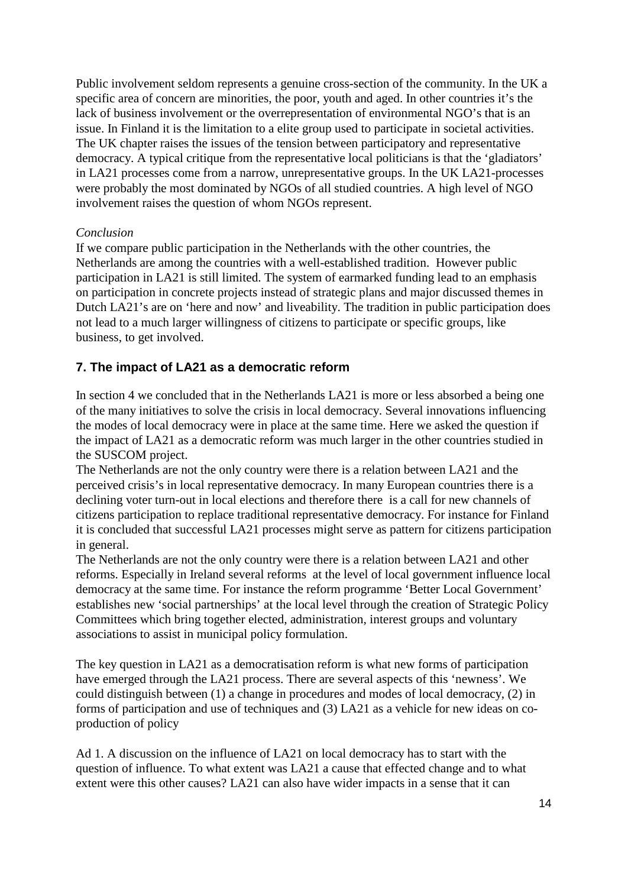Public involvement seldom represents a genuine cross-section of the community. In the UK a specific area of concern are minorities, the poor, youth and aged. In other countries it's the lack of business involvement or the overrepresentation of environmental NGO's that is an issue. In Finland it is the limitation to a elite group used to participate in societal activities. The UK chapter raises the issues of the tension between participatory and representative democracy. A typical critique from the representative local politicians is that the 'gladiators' in LA21 processes come from a narrow, unrepresentative groups. In the UK LA21-processes were probably the most dominated by NGOs of all studied countries. A high level of NGO involvement raises the question of whom NGOs represent.

*Conclusion*

If we compare public participation in the Netherlands with the other countries, the Netherlands are among the countries with a well-established tradition. However public participation in LA21 is still limited. The system of earmarked funding lead to an emphasis on participation in concrete projects instead of strategic plans and major discussed themes in Dutch LA21's are on 'here and now' and liveability. The tradition in public participation does not lead to a much larger willingness of citizens to participate or specific groups, like business, to get involved.

## 7. The impact of LA21 as a democratic reform

In section 4 we concluded that in the Netherlands LA21 is more or less absorbed a being one of the many initiatives to solve the crisis in local democracy. Several innovations influencing the modes of local democracy were in place at the same time. Here we asked the question if the impact of LA21 as a democratic reform was much larger in the other countries studied in the SUSCOM project.

The Netherlands are not the only country were there is a relation between LA21 and the perceived crisis's in local representative democracy. In many European countries there is a declining voter turn-out in local elections and therefore there is a call for new channels of citizens participation to replace traditional representative democracy. For instance for Finland it is concluded that successful LA21 processes might serve as pattern for citizens participation in general.

The Netherlands are not the only country were there is a relation between LA21 and other reforms. Especially in Ireland several reforms at the level of local government influence local democracy at the same time. For instance the reform programme 'Better Local Government' establishes new 'social partnerships' at the local level through the creation of Strategic Policy Committees which bring together elected, administration, interest groups and voluntary associations to assist in municipal policy formulation.

The key question in LA21 as a democratisation reform is what new forms of participation have emerged through the LA21 process. There are several aspects of this 'newness'. We could distinguish between (1) a change in procedures and modes of local democracy, (2) in forms of participation and use of techniques and (3) LA21 as a vehicle for new ideas on co-production of policy

Ad 1. A discussion on the influence of LA21 on local democracy has to start with the question of influence. To what extent was LA21 a cause that effected change and to what extent were this other causes? LA21 can also have wider impacts in a sense that it can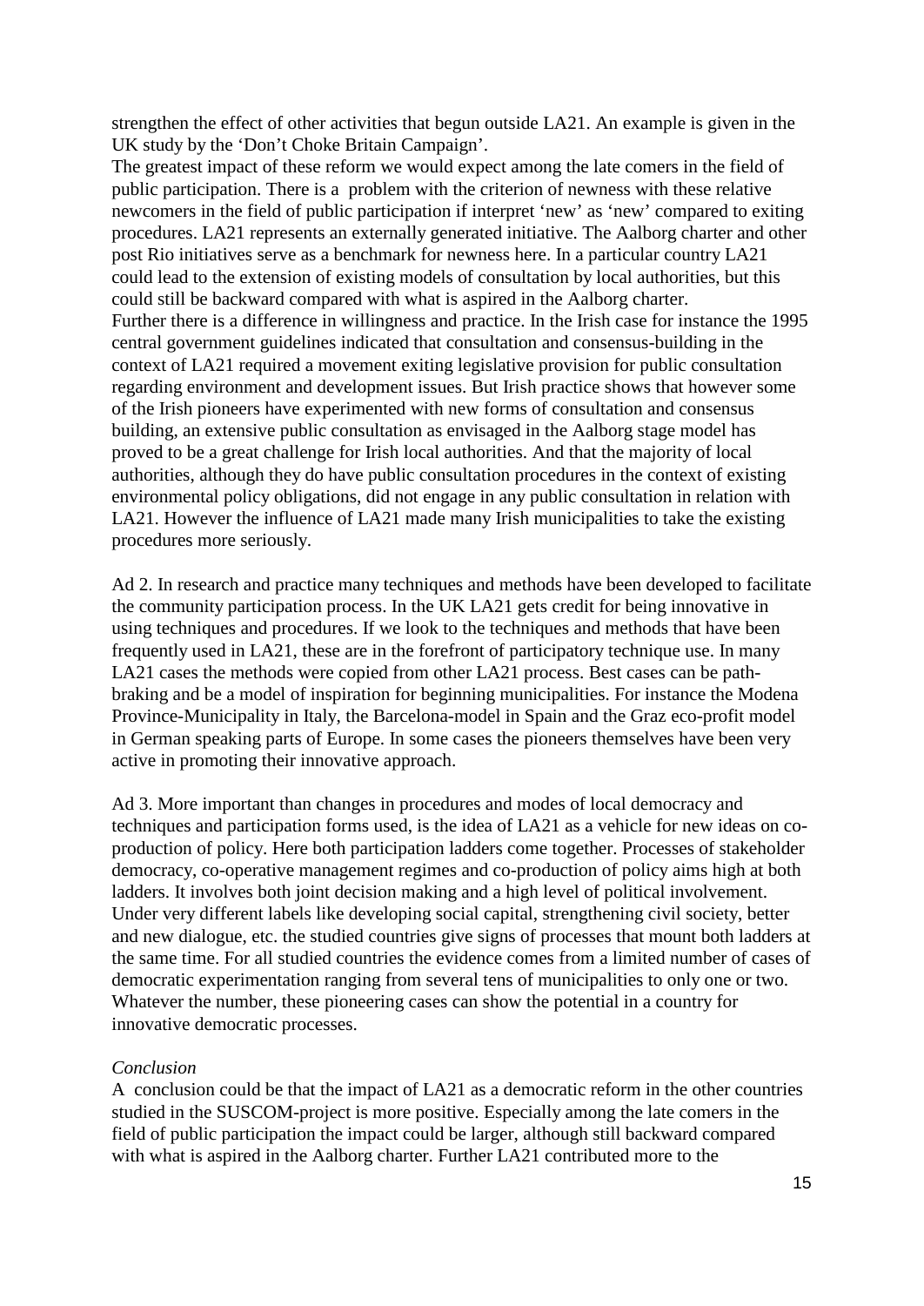strengthen the effect of other activities that begun outside LA21. An example is given in the UK study by the 'Don't Choke Britain Campaign'.

The greatest impact of these reform we would expect among the late comers in the field of public participation. There is a problem with the criterion of newness with these relative newcomers in the field of public participation if interpret 'new' as 'new' compared to exiting procedures. LA21 represents an externally generated initiative. The Aalborg charter and other post Rio initiatives serve as a benchmark for newness here. In a particular country LA21 could lead to the extension of existing models of consultation by local authorities, but this could still be backward compared with what is aspired in the Aalborg charter.

Further there is a difference in willingness and practice. In the Irish case for instance the 1995 central government guidelines indicated that consultation and consensus-building in the context of LA21 required a movement exiting legislative provision for public consultation regarding environment and development issues. But Irish practice shows that however some of the Irish pioneers have experimented with new forms of consultation and consensus building, an extensive public consultation as envisaged in the Aalborg stage model has proved to be a great challenge for Irish local authorities. And that the majority of local authorities, although they do have public consultation procedures in the context of existing environmental policy obligations, did not engage in any public consultation in relation with LA21. However the influence of LA21 made many Irish municipalities to take the existing procedures more seriously.

Ad 2. In research and practice many techniques and methods have been developed to facilitate the community participation process. In the UK LA21 gets credit for being innovative in using techniques and procedures. If we look to the techniques and methods that have been frequently used in LA21, these are in the forefront of participatory technique use. In many LA21 cases the methods were copied from other LA21 process. Best cases can be path-braking and be a model of inspiration for beginning municipalities. For instance the Modena Province-Municipality in Italy, the Barcelona-model in Spain and the Graz eco-profit model in German speaking parts of Europe. In some cases the pioneers themselves have been very active in promoting their innovative approach.

Ad 3. More important than changes in procedures and modes of local democracy and techniques and participation forms used, is the idea of LA21 as a vehicle for new ideas on co-production of policy. Here both participation ladders come together. Processes of stakeholder democracy, co-operative management regimes and co-production of policy aims high at both ladders. It involves both joint decision making and a high level of political involvement. Under very different labels like developing social capital, strengthening civil society, better and new dialogue, etc. the studied countries give signs of processes that mount both ladders at the same time. For all studied countries the evidence comes from a limited number of cases of democratic experimentation ranging from several tens of municipalities to only one or two. Whatever the number, these pioneering cases can show the potential in a country for innovative democratic processes.

*Conclusion*

A conclusion could be that the impact of LA21 as a democratic reform in the other countries studied in the SUSCOM-project is more positive. Especially among the late comers in the field of public participation the impact could be larger, although still backward compared with what is aspired in the Aalborg charter. Further LA21 contributed more to the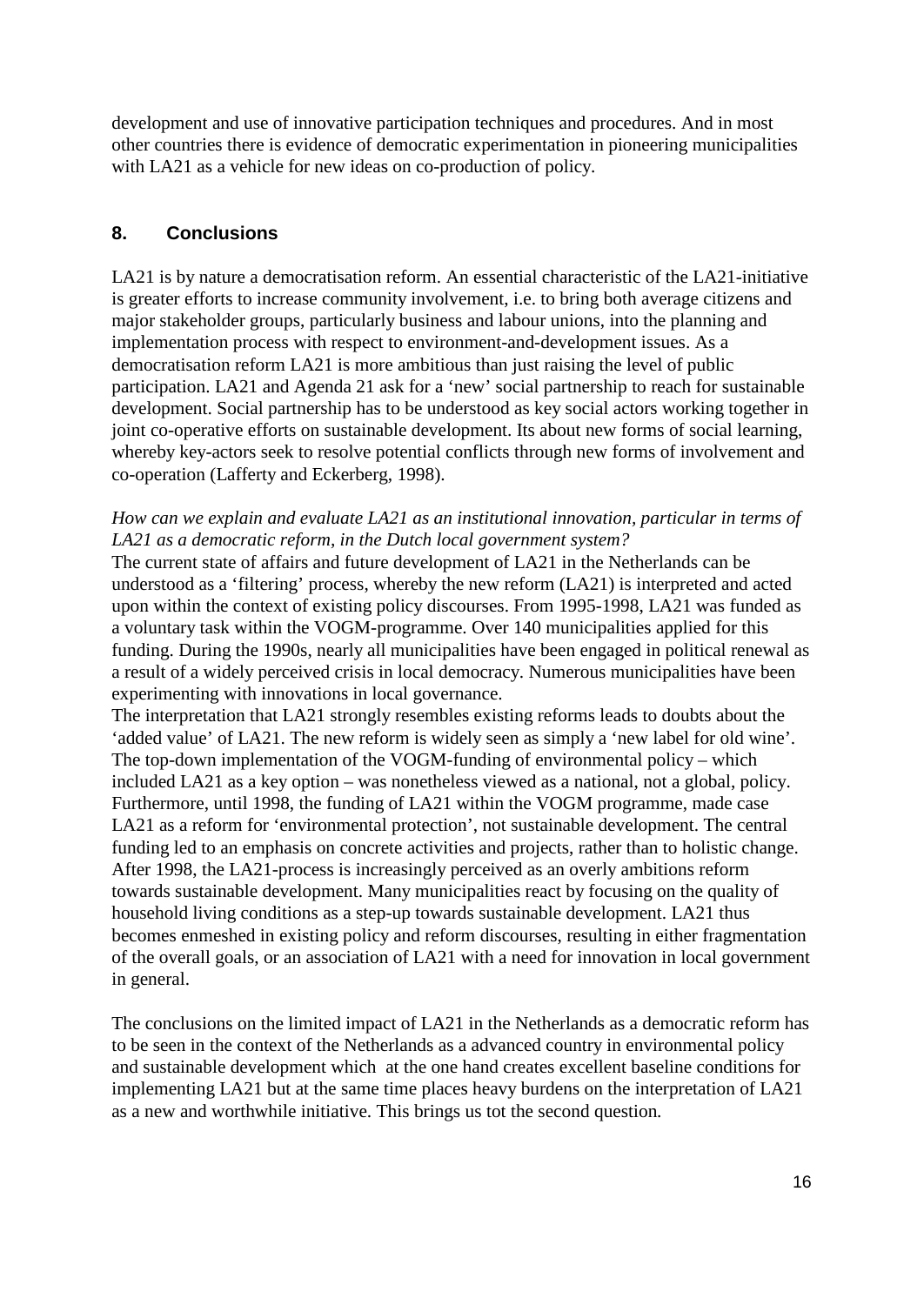development and use of innovative participation techniques and procedures. And in most other countries there is evidence of democratic experimentation in pioneering municipalities with LA21 as a vehicle for new ideas on co-production of policy.

## 8. Conclusions

LA21 is by nature a democratisation reform. An essential characteristic of the LA21-initiative is greater efforts to increase community involvement, i.e. to bring both average citizens and major stakeholder groups, particularly business and labour unions, into the planning and implementation process with respect to environment-and-development issues. As a democratisation reform LA21 is more ambitious than just raising the level of public participation. LA21 and Agenda 21 ask for a 'new' social partnership to reach for sustainable development. Social partnership has to be understood as key social actors working together in joint co-operative efforts on sustainable development. Its about new forms of social learning, whereby key-actors seek to resolve potential conflicts through new forms of involvement and co-operation (Lafferty and Eckerberg, 1998).

*How can we explain and evaluate LA21 as an institutional innovation, particular in terms of LA21 as a democratic reform, in the Dutch local government system?*
The current state of affairs and future development of LA21 in the Netherlands can be understood as a 'filtering' process, whereby the new reform (LA21) is interpreted and acted upon within the context of existing policy discourses. From 1995-1998, LA21 was funded as a voluntary task within the VOGM-programme. Over 140 municipalities applied for this funding. During the 1990s, nearly all municipalities have been engaged in political renewal as a result of a widely perceived crisis in local democracy. Numerous municipalities have been experimenting with innovations in local governance.
The interpretation that LA21 strongly resembles existing reforms leads to doubts about the 'added value' of LA21. The new reform is widely seen as simply a 'new label for old wine'. The top-down implementation of the VOGM-funding of environmental policy – which included LA21 as a key option – was nonetheless viewed as a national, not a global, policy. Furthermore, until 1998, the funding of LA21 within the VOGM programme, made case LA21 as a reform for 'environmental protection', not sustainable development. The central funding led to an emphasis on concrete activities and projects, rather than to holistic change. After 1998, the LA21-process is increasingly perceived as an overly ambitions reform towards sustainable development. Many municipalities react by focusing on the quality of household living conditions as a step-up towards sustainable development. LA21 thus becomes enmeshed in existing policy and reform discourses, resulting in either fragmentation of the overall goals, or an association of LA21 with a need for innovation in local government in general.

The conclusions on the limited impact of LA21 in the Netherlands as a democratic reform has to be seen in the context of the Netherlands as a advanced country in environmental policy and sustainable development which at the one hand creates excellent baseline conditions for implementing LA21 but at the same time places heavy burdens on the interpretation of LA21 as a new and worthwhile initiative. This brings us tot the second question.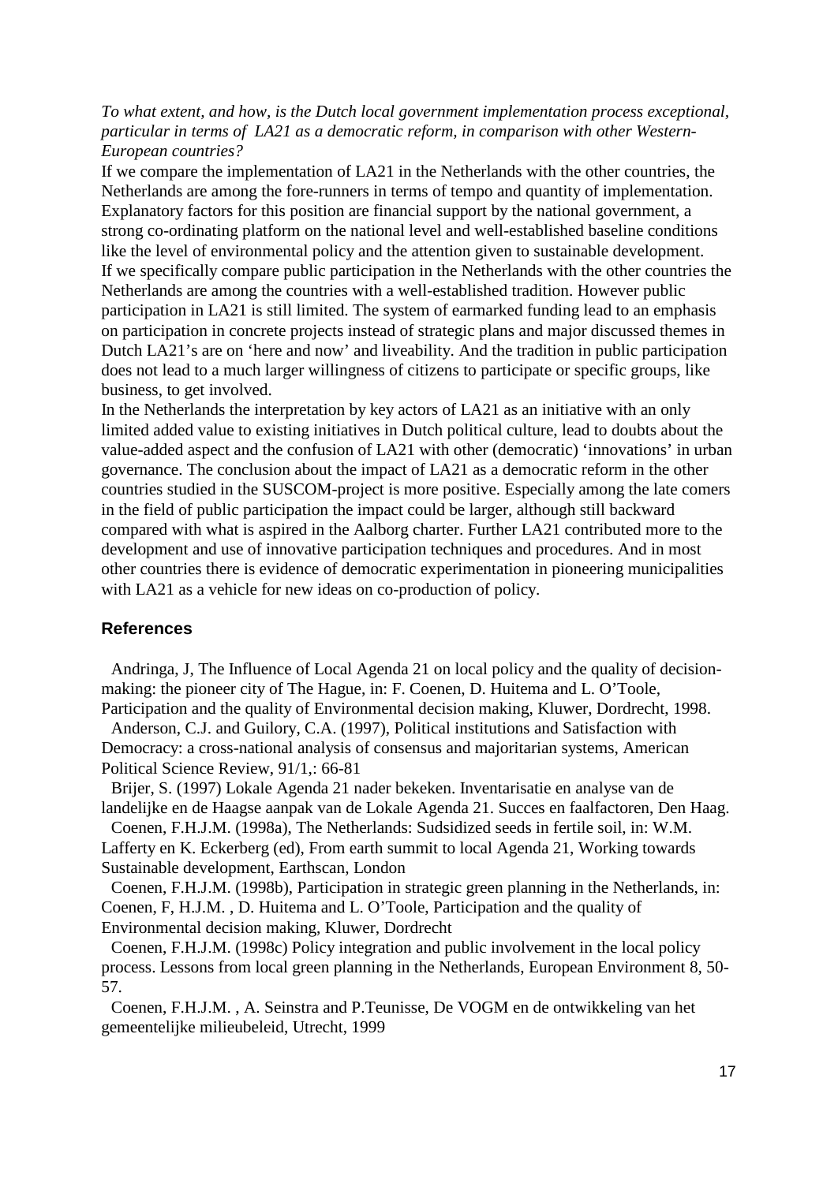*To what extent, and how, is the Dutch local government implementation process exceptional, particular in terms of LA21 as a democratic reform, in comparison with other Western-European countries?*

If we compare the implementation of LA21 in the Netherlands with the other countries, the Netherlands are among the fore-runners in terms of tempo and quantity of implementation. Explanatory factors for this position are financial support by the national government, a strong co-ordinating platform on the national level and well-established baseline conditions like the level of environmental policy and the attention given to sustainable development. If we specifically compare public participation in the Netherlands with the other countries the Netherlands are among the countries with a well-established tradition. However public participation in LA21 is still limited. The system of earmarked funding lead to an emphasis on participation in concrete projects instead of strategic plans and major discussed themes in Dutch LA21's are on 'here and now' and liveability. And the tradition in public participation does not lead to a much larger willingness of citizens to participate or specific groups, like business, to get involved.

In the Netherlands the interpretation by key actors of LA21 as an initiative with an only limited added value to existing initiatives in Dutch political culture, lead to doubts about the value-added aspect and the confusion of LA21 with other (democratic) 'innovations' in urban governance. The conclusion about the impact of LA21 as a democratic reform in the other countries studied in the SUSCOM-project is more positive. Especially among the late comers in the field of public participation the impact could be larger, although still backward compared with what is aspired in the Aalborg charter. Further LA21 contributed more to the development and use of innovative participation techniques and procedures. And in most other countries there is evidence of democratic experimentation in pioneering municipalities with LA21 as a vehicle for new ideas on co-production of policy.

## References

Andringa, J, The Influence of Local Agenda 21 on local policy and the quality of decision-making: the pioneer city of The Hague, in: F. Coenen, D. Huitema and L. O'Toole, Participation and the quality of Environmental decision making, Kluwer, Dordrecht, 1998.

Anderson, C.J. and Guilory, C.A. (1997), Political institutions and Satisfaction with Democracy: a cross-national analysis of consensus and majoritarian systems, American Political Science Review, 91/1,: 66-81

Brijer, S. (1997) Lokale Agenda 21 nader bekeken. Inventarisatie en analyse van de landelijke en de Haagse aanpak van de Lokale Agenda 21. Succes en faalfactoren, Den Haag.

Coenen, F.H.J.M. (1998a), The Netherlands: Sudsidized seeds in fertile soil, in: W.M. Lafferty en K. Eckerberg (ed), From earth summit to local Agenda 21, Working towards Sustainable development, Earthscan, London

Coenen, F.H.J.M. (1998b), Participation in strategic green planning in the Netherlands, in: Coenen, F, H.J.M. , D. Huitema and L. O'Toole, Participation and the quality of Environmental decision making, Kluwer, Dordrecht

Coenen, F.H.J.M. (1998c) Policy integration and public involvement in the local policy process. Lessons from local green planning in the Netherlands, European Environment 8, 50-57.

Coenen, F.H.J.M. , A. Seinstra and P.Teunisse, De VOGM en de ontwikkeling van het gemeentelijke milieubeleid, Utrecht, 1999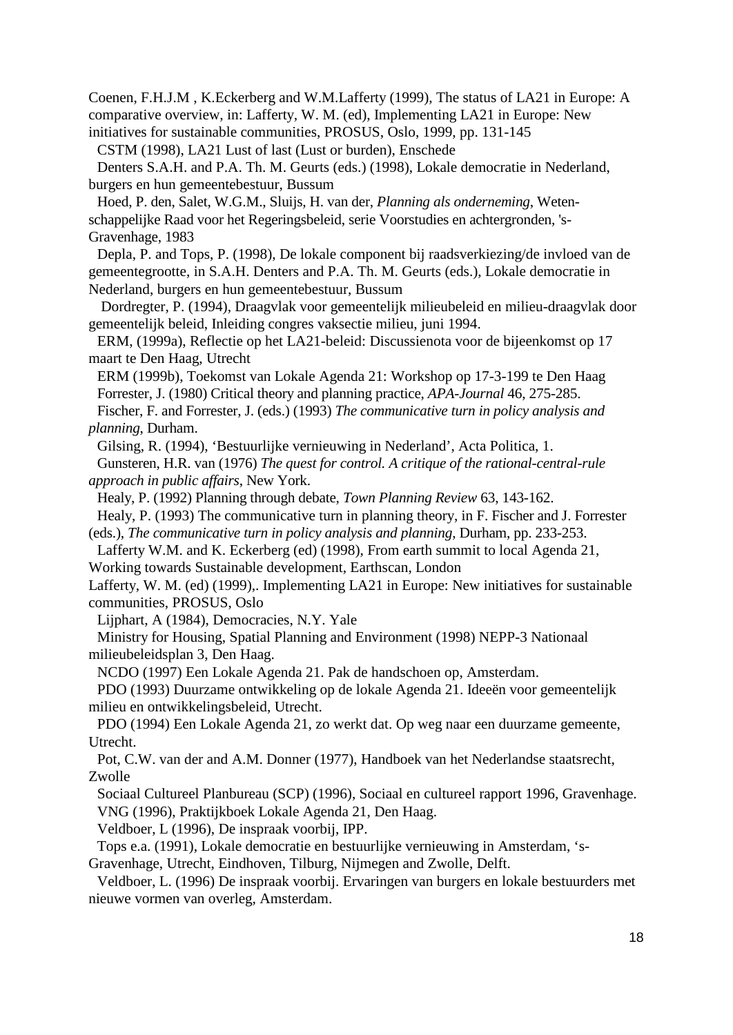Coenen, F.H.J.M , K.Eckerberg and W.M.Lafferty (1999), The status of LA21 in Europe: A comparative overview, in: Lafferty, W. M. (ed), Implementing LA21 in Europe: New initiatives for sustainable communities, PROSUS, Oslo, 1999, pp. 131-145

CSTM (1998), LA21 Lust of last (Lust or burden), Enschede

Denters S.A.H. and P.A. Th. M. Geurts (eds.) (1998), Lokale democratie in Nederland, burgers en hun gemeentebestuur, Bussum

Hoed, P. den, Salet, W.G.M., Sluijs, H. van der, *Planning als onderneming*, Wetenschappelijke Raad voor het Regeringsbeleid, serie Voorstudies en achtergronden, 's-Gravenhage, 1983

Depla, P. and Tops, P. (1998), De lokale component bij raadsverkiezing/de invloed van de gemeentegrootte, in S.A.H. Denters and P.A. Th. M. Geurts (eds.), Lokale democratie in Nederland, burgers en hun gemeentebestuur, Bussum

Dordregter, P. (1994), Draagvlak voor gemeentelijk milieubeleid en milieu-draagvlak door gemeentelijk beleid, Inleiding congres vaksectie milieu, juni 1994.

ERM, (1999a), Reflectie op het LA21-beleid: Discussienota voor de bijeenkomst op 17 maart te Den Haag, Utrecht

ERM (1999b), Toekomst van Lokale Agenda 21: Workshop op 17-3-199 te Den Haag

Forrester, J. (1980) Critical theory and planning practice, *APA-Journal* 46, 275-285.

Fischer, F. and Forrester, J. (eds.) (1993) *The communicative turn in policy analysis and planning*, Durham.

Gilsing, R. (1994), 'Bestuurlijke vernieuwing in Nederland', Acta Politica, 1.

Gunsteren, H.R. van (1976) *The quest for control. A critique of the rational-central-rule approach in public affairs*, New York.

Healy, P. (1992) Planning through debate, *Town Planning Review* 63, 143-162.

Healy, P. (1993) The communicative turn in planning theory, in F. Fischer and J. Forrester (eds.), *The communicative turn in policy analysis and planning*, Durham, pp. 233-253.

Lafferty W.M. and K. Eckerberg (ed) (1998), From earth summit to local Agenda 21, Working towards Sustainable development, Earthscan, London

Lafferty, W. M. (ed) (1999),. Implementing LA21 in Europe: New initiatives for sustainable communities, PROSUS, Oslo

Lijphart, A (1984), Democracies, N.Y. Yale

Ministry for Housing, Spatial Planning and Environment (1998) NEPP-3 Nationaal milieubeleidsplan 3, Den Haag.

NCDO (1997) Een Lokale Agenda 21. Pak de handschoen op, Amsterdam.

PDO (1993) Duurzame ontwikkeling op de lokale Agenda 21. Ideeën voor gemeentelijk milieu en ontwikkelingsbeleid, Utrecht.

PDO (1994) Een Lokale Agenda 21, zo werkt dat. Op weg naar een duurzame gemeente, Utrecht.

Pot, C.W. van der and A.M. Donner (1977), Handboek van het Nederlandse staatsrecht, Zwolle

Sociaal Cultureel Planbureau (SCP) (1996), Sociaal en cultureel rapport 1996, Gravenhage.

VNG (1996), Praktijkboek Lokale Agenda 21, Den Haag.

Veldboer, L (1996), De inspraak voorbij, IPP.

Tops e.a. (1991), Lokale democratie en bestuurlijke vernieuwing in Amsterdam, 's-Gravenhage, Utrecht, Eindhoven, Tilburg, Nijmegen and Zwolle, Delft.

Veldboer, L. (1996) De inspraak voorbij. Ervaringen van burgers en lokale bestuurders met nieuwe vormen van overleg, Amsterdam.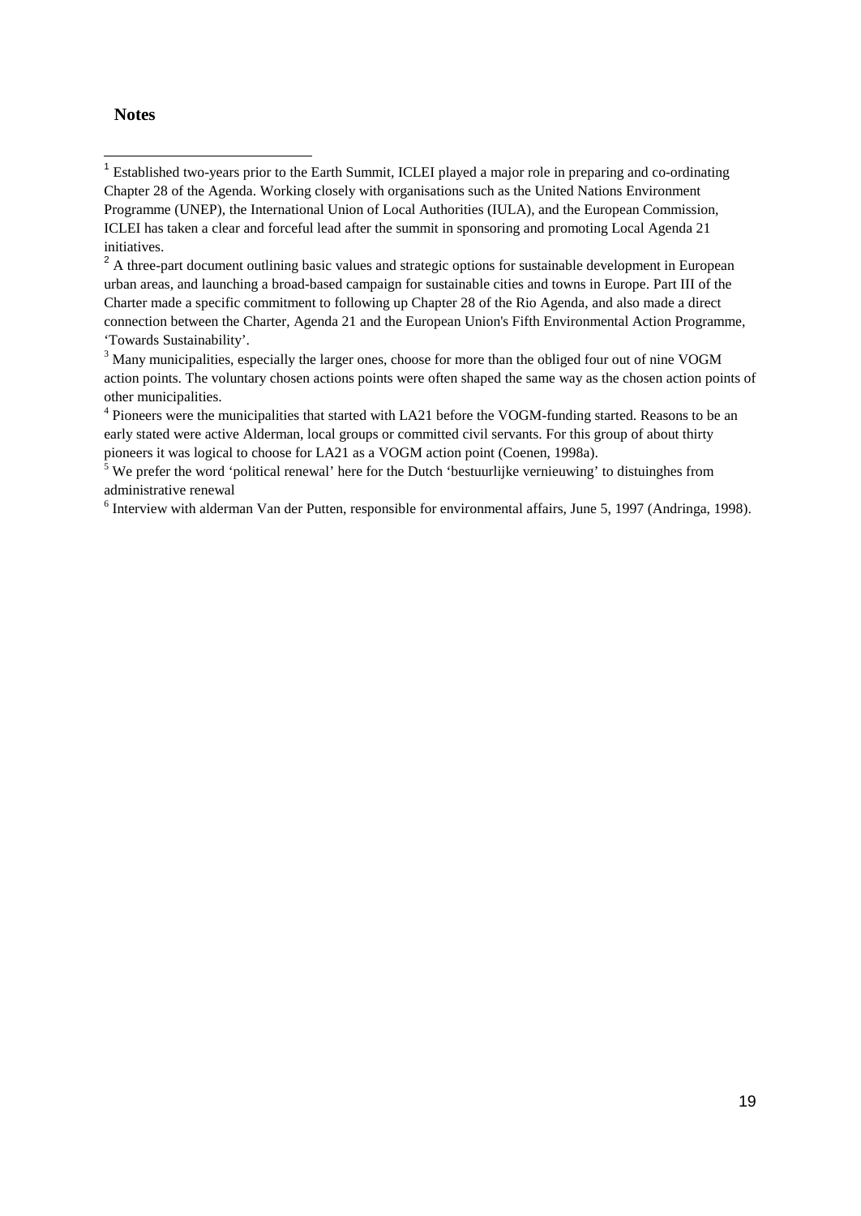**Notes**

[1] Established two-years prior to the Earth Summit, ICLEI played a major role in preparing and co-ordinating Chapter 28 of the Agenda. Working closely with organisations such as the United Nations Environment Programme (UNEP), the International Union of Local Authorities (IULA), and the European Commission, ICLEI has taken a clear and forceful lead after the summit in sponsoring and promoting Local Agenda 21 initiatives.

[2] A three-part document outlining basic values and strategic options for sustainable development in European urban areas, and launching a broad-based campaign for sustainable cities and towns in Europe. Part III of the Charter made a specific commitment to following up Chapter 28 of the Rio Agenda, and also made a direct connection between the Charter, Agenda 21 and the European Union's Fifth Environmental Action Programme, 'Towards Sustainability'.

[3] Many municipalities, especially the larger ones, choose for more than the obliged four out of nine VOGM action points. The voluntary chosen actions points were often shaped the same way as the chosen action points of other municipalities.

[4] Pioneers were the municipalities that started with LA21 before the VOGM-funding started. Reasons to be an early stated were active Alderman, local groups or committed civil servants. For this group of about thirty pioneers it was logical to choose for LA21 as a VOGM action point (Coenen, 1998a).

[5] We prefer the word 'political renewal' here for the Dutch 'bestuurlijke vernieuwing' to distuinghes from administrative renewal

[6] Interview with alderman Van der Putten, responsible for environmental affairs, June 5, 1997 (Andringa, 1998).